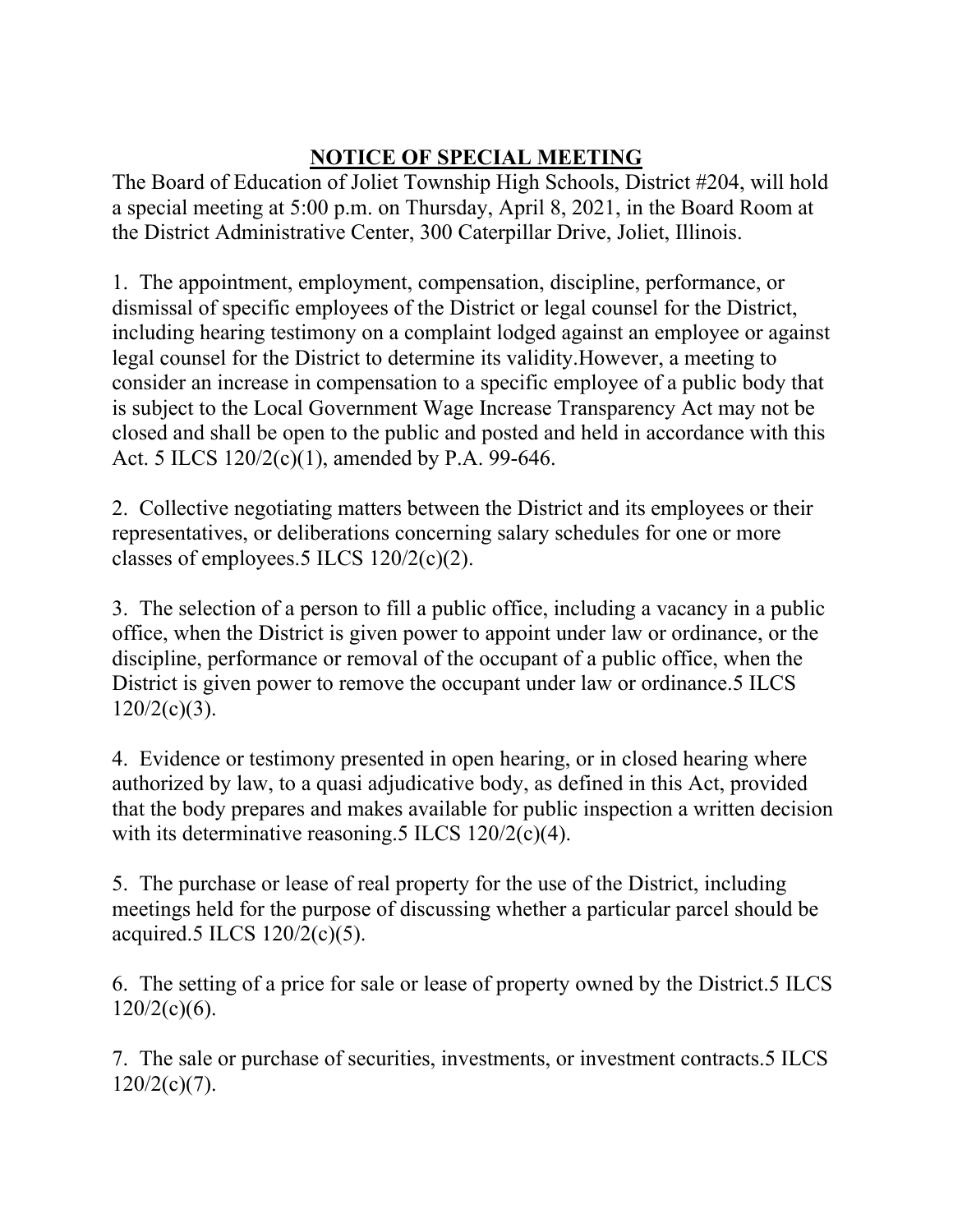# NOTICE OF SPECIAL MEETING

The Board of Education of Joliet Township High Schools, District #204, will hold a special meeting at 5:00 p.m. on Thursday, April 8, 2021, in the Board Room at the District Administrative Center, 300 Caterpillar Drive, Joliet, Illinois.

1. The appointment, employment, compensation, discipline, performance, or dismissal of specific employees of the District or legal counsel for the District, including hearing testimony on a complaint lodged against an employee or against legal counsel for the District to determine its validity.However, a meeting to consider an increase in compensation to a specific employee of a public body that is subject to the Local Government Wage Increase Transparency Act may not be closed and shall be open to the public and posted and held in accordance with this Act. 5 ILCS 120/2(c)(1), amended by P.A. 99-646.

2. Collective negotiating matters between the District and its employees or their representatives, or deliberations concerning salary schedules for one or more classes of employees.5 ILCS 120/2(c)(2).

3. The selection of a person to fill a public office, including a vacancy in a public office, when the District is given power to appoint under law or ordinance, or the discipline, performance or removal of the occupant of a public office, when the District is given power to remove the occupant under law or ordinance.5 ILCS 120/2(c)(3).

4. Evidence or testimony presented in open hearing, or in closed hearing where authorized by law, to a quasi adjudicative body, as defined in this Act, provided that the body prepares and makes available for public inspection a written decision with its determinative reasoning.5 ILCS 120/2(c)(4).

5. The purchase or lease of real property for the use of the District, including meetings held for the purpose of discussing whether a particular parcel should be acquired.5 ILCS 120/2(c)(5).

6. The setting of a price for sale or lease of property owned by the District.5 ILCS 120/2(c)(6).

7. The sale or purchase of securities, investments, or investment contracts.5 ILCS 120/2(c)(7).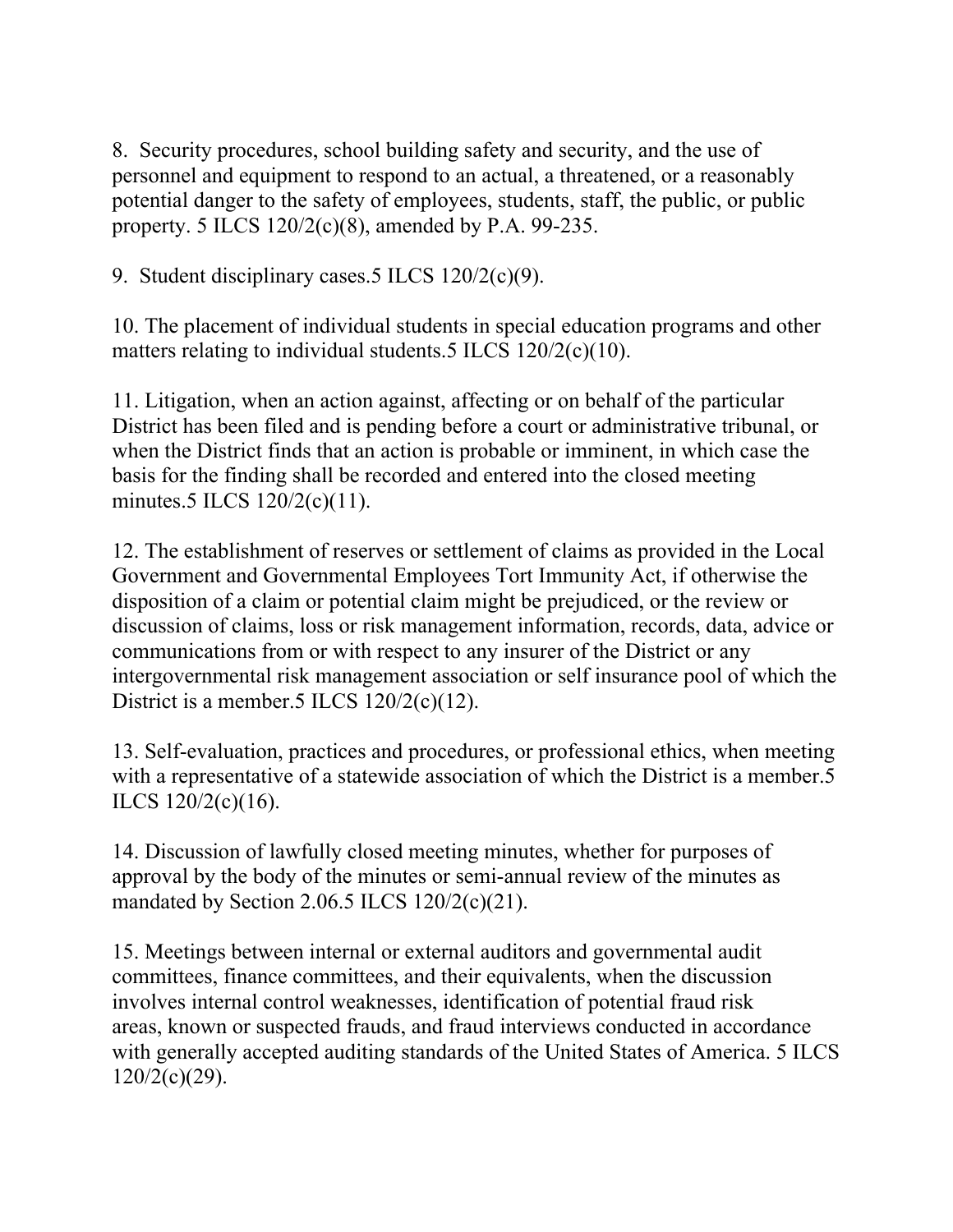8. Security procedures, school building safety and security, and the use of personnel and equipment to respond to an actual, a threatened, or a reasonably potential danger to the safety of employees, students, staff, the public, or public property. 5 ILCS 120/2(c)(8), amended by P.A. 99-235.

9. Student disciplinary cases.5 ILCS 120/2(c)(9).

10. The placement of individual students in special education programs and other matters relating to individual students.5 ILCS 120/2(c)(10).

11. Litigation, when an action against, affecting or on behalf of the particular District has been filed and is pending before a court or administrative tribunal, or when the District finds that an action is probable or imminent, in which case the basis for the finding shall be recorded and entered into the closed meeting minutes.5 ILCS 120/2(c)(11).

12. The establishment of reserves or settlement of claims as provided in the Local Government and Governmental Employees Tort Immunity Act, if otherwise the disposition of a claim or potential claim might be prejudiced, or the review or discussion of claims, loss or risk management information, records, data, advice or communications from or with respect to any insurer of the District or any intergovernmental risk management association or self insurance pool of which the District is a member.5 ILCS 120/2(c)(12).

13. Self-evaluation, practices and procedures, or professional ethics, when meeting with a representative of a statewide association of which the District is a member.5 ILCS 120/2(c)(16).

14. Discussion of lawfully closed meeting minutes, whether for purposes of approval by the body of the minutes or semi-annual review of the minutes as mandated by Section 2.06.5 ILCS 120/2(c)(21).

15. Meetings between internal or external auditors and governmental audit committees, finance committees, and their equivalents, when the discussion involves internal control weaknesses, identification of potential fraud risk areas, known or suspected frauds, and fraud interviews conducted in accordance with generally accepted auditing standards of the United States of America. 5 ILCS 120/2(c)(29).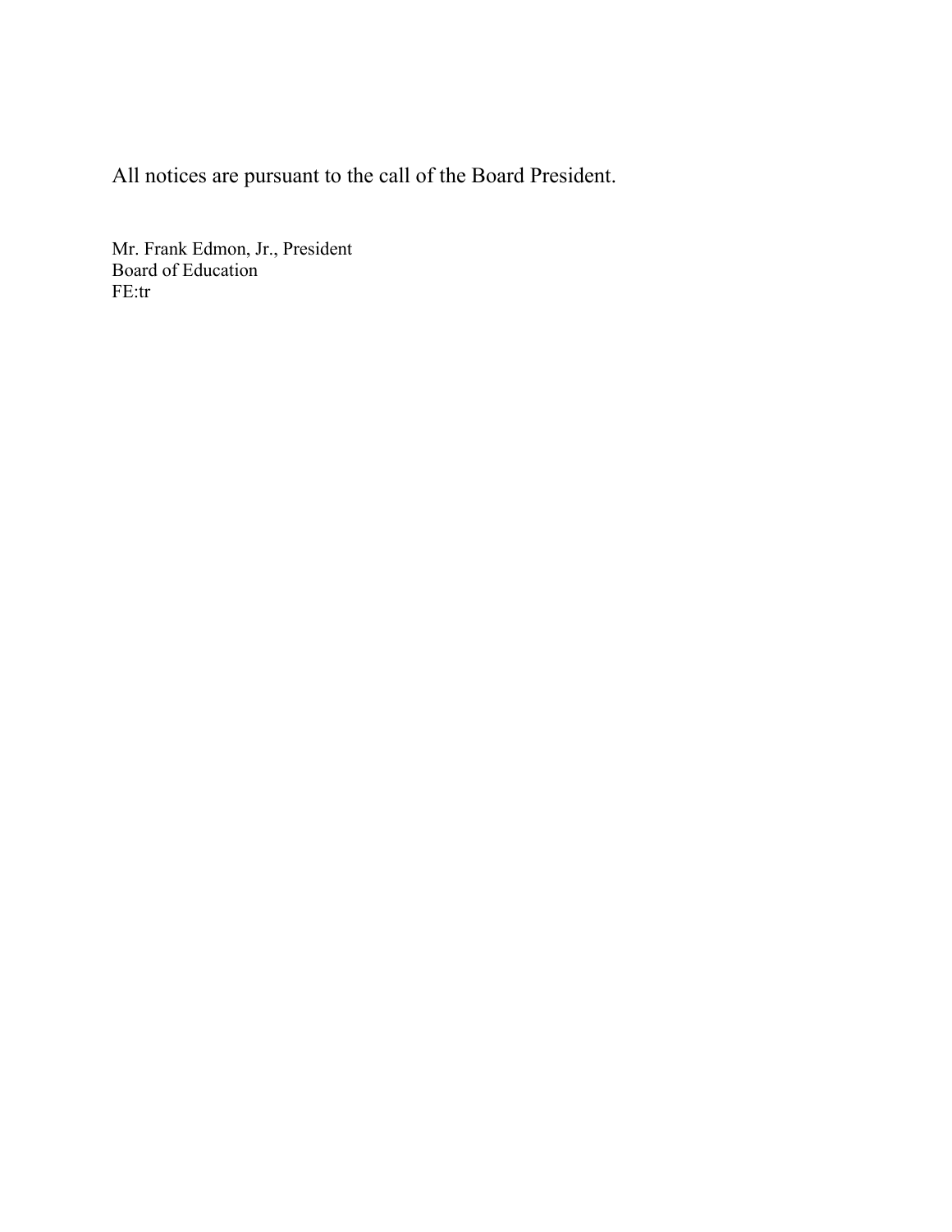All notices are pursuant to the call of the Board President.

Mr. Frank Edmon, Jr., President
Board of Education
FE:tr